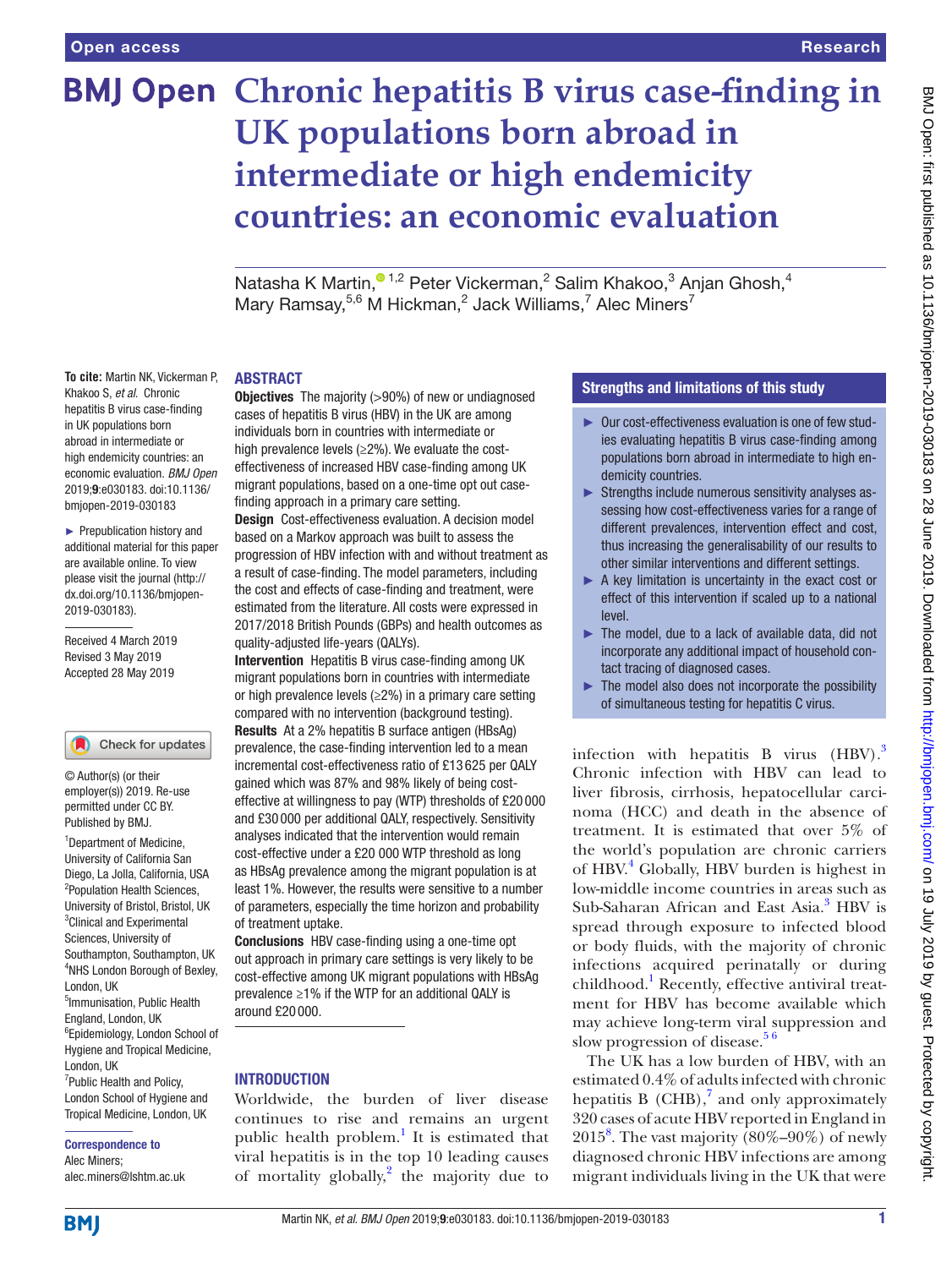# Chronic hepatitis B virus case-finding in UK populations born abroad in intermediate or high endemicity countries: an economic evaluation

Natasha K Martin,[1,2] Peter Vickerman,[2] Salim Khakoo,[3] Anjan Ghosh,[4] Mary Ramsay,[5,6] M Hickman,[2] Jack Williams,[7] Alec Miners[7]

**To cite:** Martin NK, Vickerman P, Khakoo S, *et al*. Chronic hepatitis B virus case-finding in UK populations born abroad in intermediate or high endemicity countries: an economic evaluation. *BMJ Open* 2019;**9**:e030183. doi:10.1136/bmjopen-2019-030183

► Prepublication history and additional material for this paper are available online. To view please visit the journal (http://dx.doi.org/10.1136/bmjopen-2019-030183).

Received 4 March 2019
Revised 3 May 2019
Accepted 28 May 2019

© Author(s) (or their employer(s)) 2019. Re-use permitted under CC BY. Published by BMJ.

[1]Department of Medicine, University of California San Diego, La Jolla, California, USA
[2]Population Health Sciences, University of Bristol, Bristol, UK
[3]Clinical and Experimental Sciences, University of Southampton, Southampton, UK
[4]NHS London Borough of Bexley, London, UK
[5]Immunisation, Public Health England, London, UK
[6]Epidemiology, London School of Hygiene and Tropical Medicine, London, UK
[7]Public Health and Policy, London School of Hygiene and Tropical Medicine, London, UK

**Correspondence to**
Alec Miners;
alec.miners@lshtm.ac.uk

## ABSTRACT

**Objectives** The majority (>90%) of new or undiagnosed cases of hepatitis B virus (HBV) in the UK are among individuals born in countries with intermediate or high prevalence levels (≥2%). We evaluate the cost-effectiveness of increased HBV case-finding among UK migrant populations, based on a one-time opt out case-finding approach in a primary care setting.

**Design** Cost-effectiveness evaluation. A decision model based on a Markov approach was built to assess the progression of HBV infection with and without treatment as a result of case-finding. The model parameters, including the cost and effects of case-finding and treatment, were estimated from the literature. All costs were expressed in 2017/2018 British Pounds (GBPs) and health outcomes as quality-adjusted life-years (QALYs).

**Intervention** Hepatitis B virus case-finding among UK migrant populations born in countries with intermediate or high prevalence levels (≥2%) in a primary care setting compared with no intervention (background testing).

**Results** At a 2% hepatitis B surface antigen (HBsAg) prevalence, the case-finding intervention led to a mean incremental cost-effectiveness ratio of £13 625 per QALY gained which was 87% and 98% likely of being cost-effective at willingness to pay (WTP) thresholds of £20 000 and £30 000 per additional QALY, respectively. Sensitivity analyses indicated that the intervention would remain cost-effective under a £20 000 WTP threshold as long as HBsAg prevalence among the migrant population is at least 1%. However, the results were sensitive to a number of parameters, especially the time horizon and probability of treatment uptake.

**Conclusions** HBV case-finding using a one-time opt out approach in primary care settings is very likely to be cost-effective among UK migrant populations with HBsAg prevalence ≥1% if the WTP for an additional QALY is around £20 000.

### Strengths and limitations of this study

- ► Our cost-effectiveness evaluation is one of few studies evaluating hepatitis B virus case-finding among populations born abroad in intermediate to high endemicity countries.
- ► Strengths include numerous sensitivity analyses assessing how cost-effectiveness varies for a range of different prevalences, intervention effect and cost, thus increasing the generalisability of our results to other similar interventions and different settings.
- ► A key limitation is uncertainty in the exact cost or effect of this intervention if scaled up to a national level.
- ► The model, due to a lack of available data, did not incorporate any additional impact of household contact tracing of diagnosed cases.
- ► The model also does not incorporate the possibility of simultaneous testing for hepatitis C virus.

## INTRODUCTION

Worldwide, the burden of liver disease continues to rise and remains an urgent public health problem.[1] It is estimated that viral hepatitis is in the top 10 leading causes of mortality globally,[2] the majority due to infection with hepatitis B virus (HBV).[3] Chronic infection with HBV can lead to liver fibrosis, cirrhosis, hepatocellular carcinoma (HCC) and death in the absence of treatment. It is estimated that over 5% of the world's population are chronic carriers of HBV.[4] Globally, HBV burden is highest in low-middle income countries in areas such as Sub-Saharan African and East Asia.[3] HBV is spread through exposure to infected blood or body fluids, with the majority of chronic infections acquired perinatally or during childhood.[1] Recently, effective antiviral treatment for HBV has become available which may achieve long-term viral suppression and slow progression of disease.[5,6]

The UK has a low burden of HBV, with an estimated 0.4% of adults infected with chronic hepatitis B (CHB),[7] and only approximately 320 cases of acute HBV reported in England in 2015[8]. The vast majority (80%–90%) of newly diagnosed chronic HBV infections are among migrant individuals living in the UK that were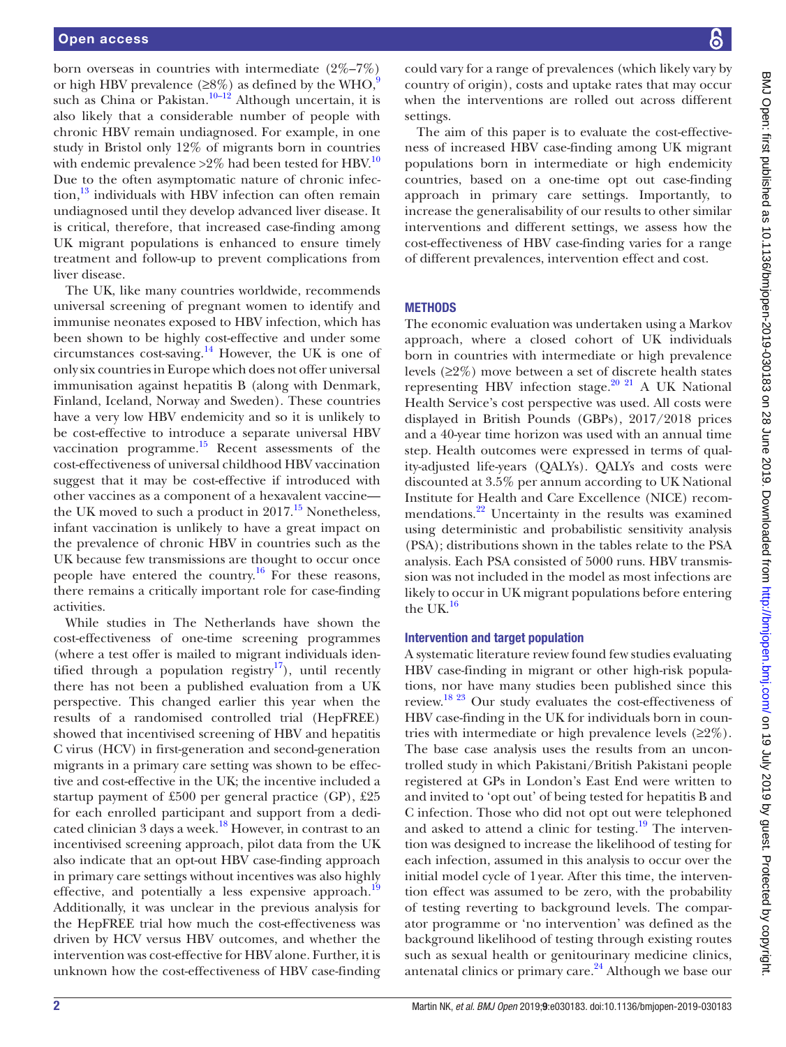born overseas in countries with intermediate (2%–7%) or high HBV prevalence (≥8%) as defined by the WHO,[9] such as China or Pakistan.[10–12] Although uncertain, it is also likely that a considerable number of people with chronic HBV remain undiagnosed. For example, in one study in Bristol only 12% of migrants born in countries with endemic prevalence >2% had been tested for HBV.[10] Due to the often asymptomatic nature of chronic infection,[13] individuals with HBV infection can often remain undiagnosed until they develop advanced liver disease. It is critical, therefore, that increased case-finding among UK migrant populations is enhanced to ensure timely treatment and follow-up to prevent complications from liver disease.

The UK, like many countries worldwide, recommends universal screening of pregnant women to identify and immunise neonates exposed to HBV infection, which has been shown to be highly cost-effective and under some circumstances cost-saving.[14] However, the UK is one of only six countries in Europe which does not offer universal immunisation against hepatitis B (along with Denmark, Finland, Iceland, Norway and Sweden). These countries have a very low HBV endemicity and so it is unlikely to be cost-effective to introduce a separate universal HBV vaccination programme.[15] Recent assessments of the cost-effectiveness of universal childhood HBV vaccination suggest that it may be cost-effective if introduced with other vaccines as a component of a hexavalent vaccine—the UK moved to such a product in 2017.[15] Nonetheless, infant vaccination is unlikely to have a great impact on the prevalence of chronic HBV in countries such as the UK because few transmissions are thought to occur once people have entered the country.[16] For these reasons, there remains a critically important role for case-finding activities.

While studies in The Netherlands have shown the cost-effectiveness of one-time screening programmes (where a test offer is mailed to migrant individuals identified through a population registry[17]), until recently there has not been a published evaluation from a UK perspective. This changed earlier this year when the results of a randomised controlled trial (HepFREE) showed that incentivised screening of HBV and hepatitis C virus (HCV) in first-generation and second-generation migrants in a primary care setting was shown to be effective and cost-effective in the UK; the incentive included a startup payment of £500 per general practice (GP), £25 for each enrolled participant and support from a dedicated clinician 3 days a week.[18] However, in contrast to an incentivised screening approach, pilot data from the UK also indicate that an opt-out HBV case-finding approach in primary care settings without incentives was also highly effective, and potentially a less expensive approach.[19] Additionally, it was unclear in the previous analysis for the HepFREE trial how much the cost-effectiveness was driven by HCV versus HBV outcomes, and whether the intervention was cost-effective for HBV alone. Further, it is unknown how the cost-effectiveness of HBV case-finding could vary for a range of prevalences (which likely vary by country of origin), costs and uptake rates that may occur when the interventions are rolled out across different settings.

The aim of this paper is to evaluate the cost-effectiveness of increased HBV case-finding among UK migrant populations born in intermediate or high endemicity countries, based on a one-time opt out case-finding approach in primary care settings. Importantly, to increase the generalisability of our results to other similar interventions and different settings, we assess how the cost-effectiveness of HBV case-finding varies for a range of different prevalences, intervention effect and cost.

## METHODS

The economic evaluation was undertaken using a Markov approach, where a closed cohort of UK individuals born in countries with intermediate or high prevalence levels (≥2%) move between a set of discrete health states representing HBV infection stage.[20 21] A UK National Health Service's cost perspective was used. All costs were displayed in British Pounds (GBPs), 2017/2018 prices and a 40-year time horizon was used with an annual time step. Health outcomes were expressed in terms of quality-adjusted life-years (QALYs). QALYs and costs were discounted at 3.5% per annum according to UK National Institute for Health and Care Excellence (NICE) recommendations.[22] Uncertainty in the results was examined using deterministic and probabilistic sensitivity analysis (PSA); distributions shown in the tables relate to the PSA analysis. Each PSA consisted of 5000 runs. HBV transmission was not included in the model as most infections are likely to occur in UK migrant populations before entering the UK.[16]

### Intervention and target population

A systematic literature review found few studies evaluating HBV case-finding in migrant or other high-risk populations, nor have many studies been published since this review.[18 23] Our study evaluates the cost-effectiveness of HBV case-finding in the UK for individuals born in countries with intermediate or high prevalence levels (≥2%). The base case analysis uses the results from an uncontrolled study in which Pakistani/British Pakistani people registered at GPs in London's East End were written to and invited to 'opt out' of being tested for hepatitis B and C infection. Those who did not opt out were telephoned and asked to attend a clinic for testing.[19] The intervention was designed to increase the likelihood of testing for each infection, assumed in this analysis to occur over the initial model cycle of 1 year. After this time, the intervention effect was assumed to be zero, with the probability of testing reverting to background levels. The comparator programme or 'no intervention' was defined as the background likelihood of testing through existing routes such as sexual health or genitourinary medicine clinics, antenatal clinics or primary care.[24] Although we base our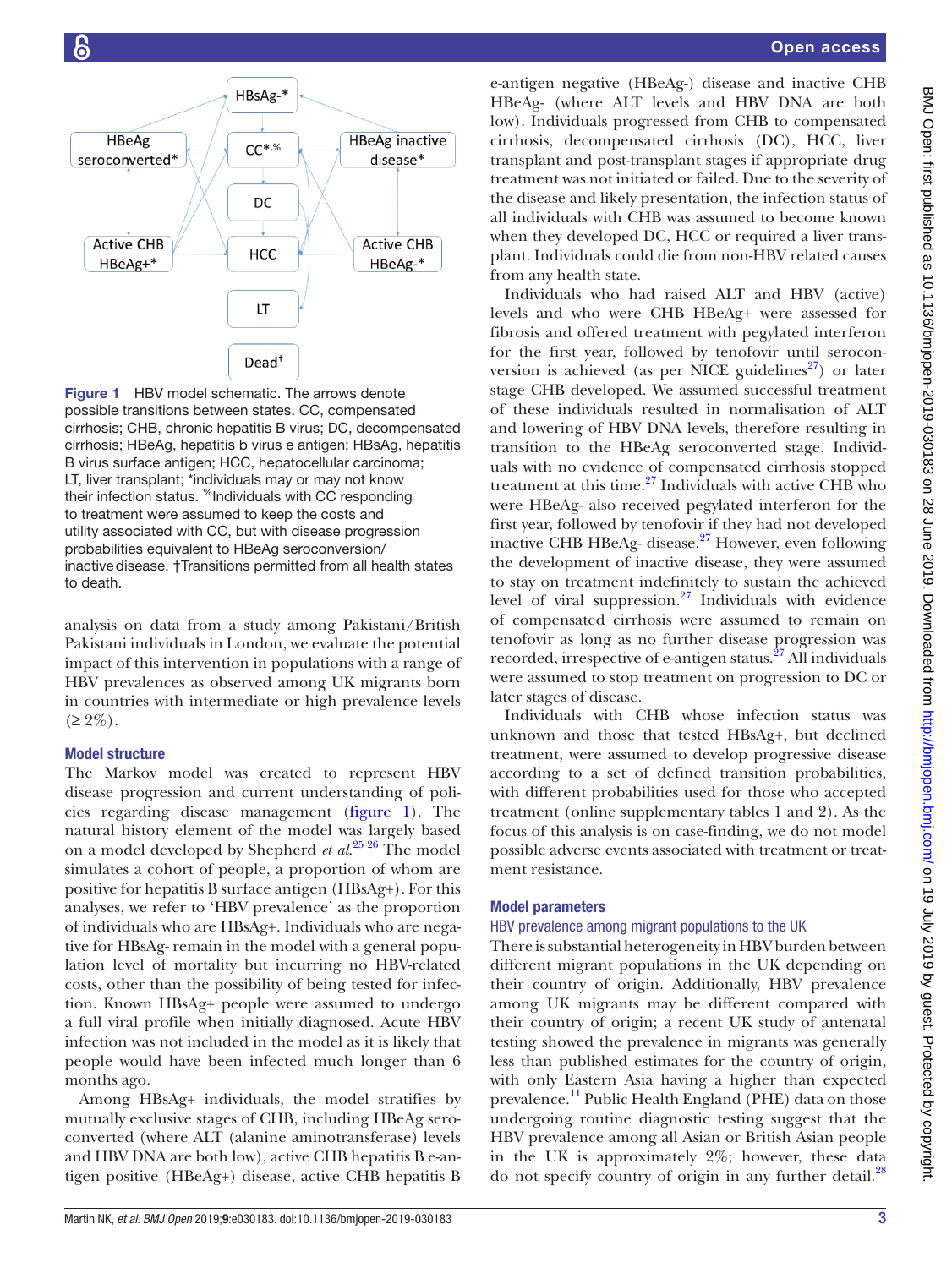Figure 1 HBV model schematic. The arrows denote possible transitions between states. CC, compensated cirrhosis; CHB, chronic hepatitis B virus; DC, decompensated cirrhosis; HBeAg, hepatitis b virus e antigen; HBsAg, hepatitis B virus surface antigen; HCC, hepatocellular carcinoma; LT, liver transplant; *individuals may or may not know their infection status. %Individuals with CC responding to treatment were assumed to keep the costs and utility associated with CC, but with disease progression probabilities equivalent to HBeAg seroconversion/inactive disease. †Transitions permitted from all health states to death.

analysis on data from a study among Pakistani/British Pakistani individuals in London, we evaluate the potential impact of this intervention in populations with a range of HBV prevalences as observed among UK migrants born in countries with intermediate or high prevalence levels (≥ 2%).

## Model structure

The Markov model was created to represent HBV disease progression and current understanding of policies regarding disease management (figure 1). The natural history element of the model was largely based on a model developed by Shepherd *et al*.[25 26] The model simulates a cohort of people, a proportion of whom are positive for hepatitis B surface antigen (HBsAg+). For this analyses, we refer to 'HBV prevalence' as the proportion of individuals who are HBsAg+. Individuals who are negative for HBsAg- remain in the model with a general population level of mortality but incurring no HBV-related costs, other than the possibility of being tested for infection. Known HBsAg+ people were assumed to undergo a full viral profile when initially diagnosed. Acute HBV infection was not included in the model as it is likely that people would have been infected much longer than 6 months ago.

Among HBsAg+ individuals, the model stratifies by mutually exclusive stages of CHB, including HBeAg seroconverted (where ALT (alanine aminotransferase) levels and HBV DNA are both low), active CHB hepatitis B e-antigen positive (HBeAg+) disease, active CHB hepatitis B e-antigen negative (HBeAg-) disease and inactive CHB HBeAg- (where ALT levels and HBV DNA are both low). Individuals progressed from CHB to compensated cirrhosis, decompensated cirrhosis (DC), HCC, liver transplant and post-transplant stages if appropriate drug treatment was not initiated or failed. Due to the severity of the disease and likely presentation, the infection status of all individuals with CHB was assumed to become known when they developed DC, HCC or required a liver transplant. Individuals could die from non-HBV related causes from any health state.

Individuals who had raised ALT and HBV (active) levels and who were CHB HBeAg+ were assessed for fibrosis and offered treatment with pegylated interferon for the first year, followed by tenofovir until seroconversion is achieved (as per NICE guidelines[27]) or later stage CHB developed. We assumed successful treatment of these individuals resulted in normalisation of ALT and lowering of HBV DNA levels, therefore resulting in transition to the HBeAg seroconverted stage. Individuals with no evidence of compensated cirrhosis stopped treatment at this time.[27] Individuals with active CHB who were HBeAg- also received pegylated interferon for the first year, followed by tenofovir if they had not developed inactive CHB HBeAg- disease.[27] However, even following the development of inactive disease, they were assumed to stay on treatment indefinitely to sustain the achieved level of viral suppression.[27] Individuals with evidence of compensated cirrhosis were assumed to remain on tenofovir as long as no further disease progression was recorded, irrespective of e-antigen status.[27] All individuals were assumed to stop treatment on progression to DC or later stages of disease.

Individuals with CHB whose infection status was unknown and those that tested HBsAg+, but declined treatment, were assumed to develop progressive disease according to a set of defined transition probabilities, with different probabilities used for those who accepted treatment (online supplementary tables 1 and 2). As the focus of this analysis is on case-finding, we do not model possible adverse events associated with treatment or treatment resistance.

## Model parameters

### HBV prevalence among migrant populations to the UK

There is substantial heterogeneity in HBV burden between different migrant populations in the UK depending on their country of origin. Additionally, HBV prevalence among UK migrants may be different compared with their country of origin; a recent UK study of antenatal testing showed the prevalence in migrants was generally less than published estimates for the country of origin, with only Eastern Asia having a higher than expected prevalence.[11] Public Health England (PHE) data on those undergoing routine diagnostic testing suggest that the HBV prevalence among all Asian or British Asian people in the UK is approximately 2%; however, these data do not specify country of origin in any further detail.[28]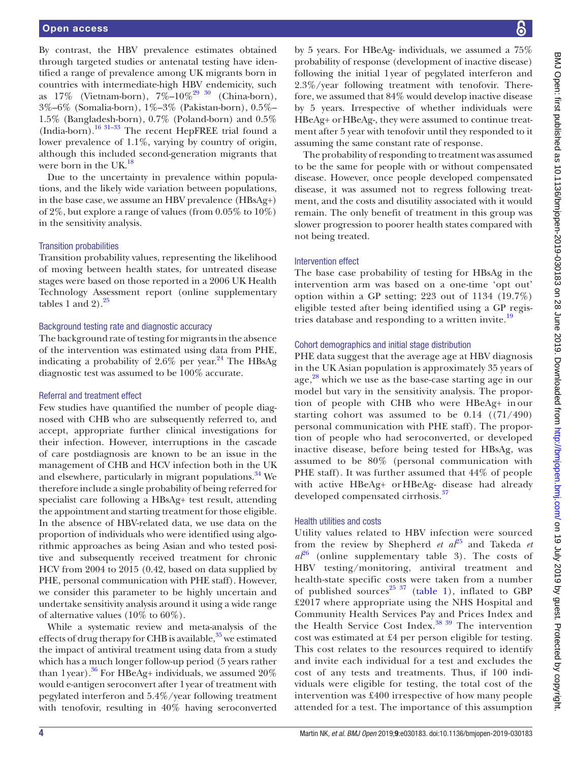By contrast, the HBV prevalence estimates obtained through targeted studies or antenatal testing have identified a range of prevalence among UK migrants born in countries with intermediate-high HBV endemicity, such as 17% (Vietnam-born), 7%–10%[29 30] (China-born), 3%–6% (Somalia-born), 1%–3% (Pakistan-born), 0.5%–1.5% (Bangladesh-born), 0.7% (Poland-born) and 0.5% (India-born).[16 31–33] The recent HepFREE trial found a lower prevalence of 1.1%, varying by country of origin, although this included second-generation migrants that were born in the UK.[18]

Due to the uncertainty in prevalence within populations, and the likely wide variation between populations, in the base case, we assume an HBV prevalence (HBsAg+) of 2%, but explore a range of values (from 0.05% to 10%) in the sensitivity analysis.

### Transition probabilities

Transition probability values, representing the likelihood of moving between health states, for untreated disease stages were based on those reported in a 2006 UK Health Technology Assessment report (online supplementary tables 1 and 2).[25]

### Background testing rate and diagnostic accuracy

The background rate of testing for migrants in the absence of the intervention was estimated using data from PHE, indicating a probability of 2.6% per year.[24] The HBsAg diagnostic test was assumed to be 100% accurate.

### Referral and treatment effect

Few studies have quantified the number of people diagnosed with CHB who are subsequently referred to, and accept, appropriate further clinical investigations for their infection. However, interruptions in the cascade of care postdiagnosis are known to be an issue in the management of CHB and HCV infection both in the UK and elsewhere, particularly in migrant populations.[34] We therefore include a single probability of being referred for specialist care following a HBsAg+ test result, attending the appointment and starting treatment for those eligible. In the absence of HBV-related data, we use data on the proportion of individuals who were identified using algorithmic approaches as being Asian and who tested positive and subsequently received treatment for chronic HCV from 2004 to 2015 (0.42, based on data supplied by PHE, personal communication with PHE staff). However, we consider this parameter to be highly uncertain and undertake sensitivity analysis around it using a wide range of alternative values (10% to 60%).

While a systematic review and meta-analysis of the effects of drug therapy for CHB is available,[35] we estimated the impact of antiviral treatment using data from a study which has a much longer follow-up period (5 years rather than 1 year).[36] For HBeAg+ individuals, we assumed 20% would e-antigen seroconvert after 1 year of treatment with pegylated interferon and 5.4%/year following treatment with tenofovir, resulting in 40% having seroconverted by 5 years. For HBeAg- individuals, we assumed a 75% probability of response (development of inactive disease) following the initial 1 year of pegylated interferon and 2.3%/year following treatment with tenofovir. Therefore, we assumed that 84% would develop inactive disease by 5 years. Irrespective of whether individuals were HBeAg+ or HBeAg-, they were assumed to continue treatment after 5 year with tenofovir until they responded to it assuming the same constant rate of response.

The probability of responding to treatment was assumed to be the same for people with or without compensated disease. However, once people developed compensated disease, it was assumed not to regress following treatment, and the costs and disutility associated with it would remain. The only benefit of treatment in this group was slower progression to poorer health states compared with not being treated.

### Intervention effect

The base case probability of testing for HBsAg in the intervention arm was based on a one-time 'opt out' option within a GP setting; 223 out of 1134 (19.7%) eligible tested after being identified using a GP registries database and responding to a written invite.[19]

### Cohort demographics and initial stage distribution

PHE data suggest that the average age at HBV diagnosis in the UK Asian population is approximately 35 years of age,[28] which we use as the base-case starting age in our model but vary in the sensitivity analysis. The proportion of people with CHB who were HBeAg+ in our starting cohort was assumed to be 0.14 ((71/490) personal communication with PHE staff). The proportion of people who had seroconverted, or developed inactive disease, before being tested for HBsAg, was assumed to be 80% (personal communication with PHE staff). It was further assumed that 44% of people with active HBeAg+ or HBeAg- disease had already developed compensated cirrhosis.[37]

### Health utilities and costs

Utility values related to HBV infection were sourced from the review by Shepherd *et al*[25] and Takeda *et al*[26] (online supplementary table 3). The costs of HBV testing/monitoring, antiviral treatment and health-state specific costs were taken from a number of published sources[25 37] (table 1), inflated to GBP £2017 where appropriate using the NHS Hospital and Community Health Services Pay and Prices Index and the Health Service Cost Index.[38 39] The intervention cost was estimated at £4 per person eligible for testing. This cost relates to the resources required to identify and invite each individual for a test and excludes the cost of any tests and treatments. Thus, if 100 individuals were eligible for testing, the total cost of the intervention was £400 irrespective of how many people attended for a test. The importance of this assumption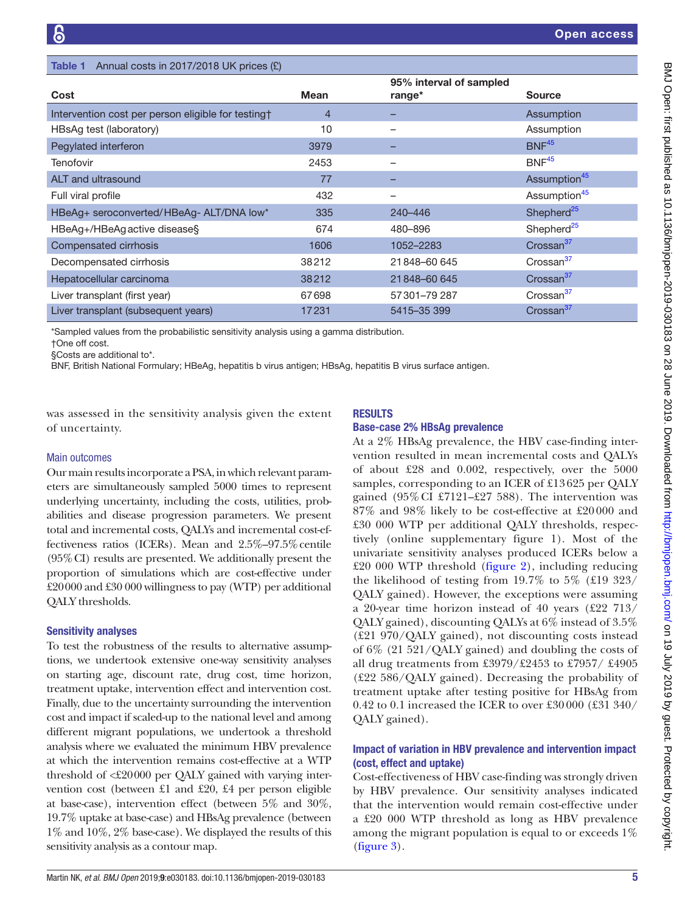**Table 1** Annual costs in 2017/2018 UK prices (£)

| Cost | Mean | 95% interval of sampled range* | Source |
|---|---|---|---|
| Intervention cost per person eligible for testing† | 4 | – | Assumption |
| HBsAg test (laboratory) | 10 | – | Assumption |
| Pegylated interferon | 3979 | – | BNF[45] |
| Tenofovir | 2453 | – | BNF[45] |
| ALT and ultrasound | 77 | – | Assumption[45] |
| Full viral profile | 432 | – | Assumption[45] |
| HBeAg+ seroconverted/HBeAg- ALT/DNA low* | 335 | 240–446 | Shepherd[25] |
| HBeAg+/HBeAg active disease§ | 674 | 480–896 | Shepherd[25] |
| Compensated cirrhosis | 1606 | 1052–2283 | Crossan[37] |
| Decompensated cirrhosis | 38212 | 21848–60645 | Crossan[37] |
| Hepatocellular carcinoma | 38212 | 21848–60645 | Crossan[37] |
| Liver transplant (first year) | 67698 | 57301–79287 | Crossan[37] |
| Liver transplant (subsequent years) | 17231 | 5415–35399 | Crossan[37] |

*Sampled values from the probabilistic sensitivity analysis using a gamma distribution.
†One off cost.
§Costs are additional to*.
BNF, British National Formulary; HBeAg, hepatitis b virus antigen; HBsAg, hepatitis B virus surface antigen.

was assessed in the sensitivity analysis given the extent of uncertainty.

### Main outcomes

Our main results incorporate a PSA, in which relevant parameters are simultaneously sampled 5000 times to represent underlying uncertainty, including the costs, utilities, probabilities and disease progression parameters. We present total and incremental costs, QALYs and incremental cost-effectiveness ratios (ICERs). Mean and 2.5%–97.5% centile (95% CI) results are presented. We additionally present the proportion of simulations which are cost-effective under £20000 and £30 000 willingness to pay (WTP) per additional QALY thresholds.

### Sensitivity analyses

To test the robustness of the results to alternative assumptions, we undertook extensive one-way sensitivity analyses on starting age, discount rate, drug cost, time horizon, treatment uptake, intervention effect and intervention cost. Finally, due to the uncertainty surrounding the intervention cost and impact if scaled-up to the national level and among different migrant populations, we undertook a threshold analysis where we evaluated the minimum HBV prevalence at which the intervention remains cost-effective at a WTP threshold of <£20000 per QALY gained with varying intervention cost (between £1 and £20, £4 per person eligible at base-case), intervention effect (between 5% and 30%, 19.7% uptake at base-case) and HBsAg prevalence (between 1% and 10%, 2% base-case). We displayed the results of this sensitivity analysis as a contour map.

## RESULTS

### Base-case 2% HBsAg prevalence

At a 2% HBsAg prevalence, the HBV case-finding intervention resulted in mean incremental costs and QALYs of about £28 and 0.002, respectively, over the 5000 samples, corresponding to an ICER of £13 625 per QALY gained (95% CI £7121–£27 588). The intervention was 87% and 98% likely to be cost-effective at £20 000 and £30 000 WTP per additional QALY thresholds, respectively (online supplementary figure 1). Most of the univariate sensitivity analyses produced ICERs below a £20 000 WTP threshold (figure 2), including reducing the likelihood of testing from 19.7% to 5% (£19 323/QALY gained). However, the exceptions were assuming a 20-year time horizon instead of 40 years (£22 713/QALY gained), discounting QALYs at 6% instead of 3.5% (£21 970/QALY gained), not discounting costs instead of 6% (21 521/QALY gained) and doubling the costs of all drug treatments from £3979/£2453 to £7957/ £4905 (£22 586/QALY gained). Decreasing the probability of treatment uptake after testing positive for HBsAg from 0.42 to 0.1 increased the ICER to over £30 000 (£31 340/QALY gained).

### Impact of variation in HBV prevalence and intervention impact (cost, effect and uptake)

Cost-effectiveness of HBV case-finding was strongly driven by HBV prevalence. Our sensitivity analyses indicated that the intervention would remain cost-effective under a £20 000 WTP threshold as long as HBV prevalence among the migrant population is equal to or exceeds 1% (figure 3).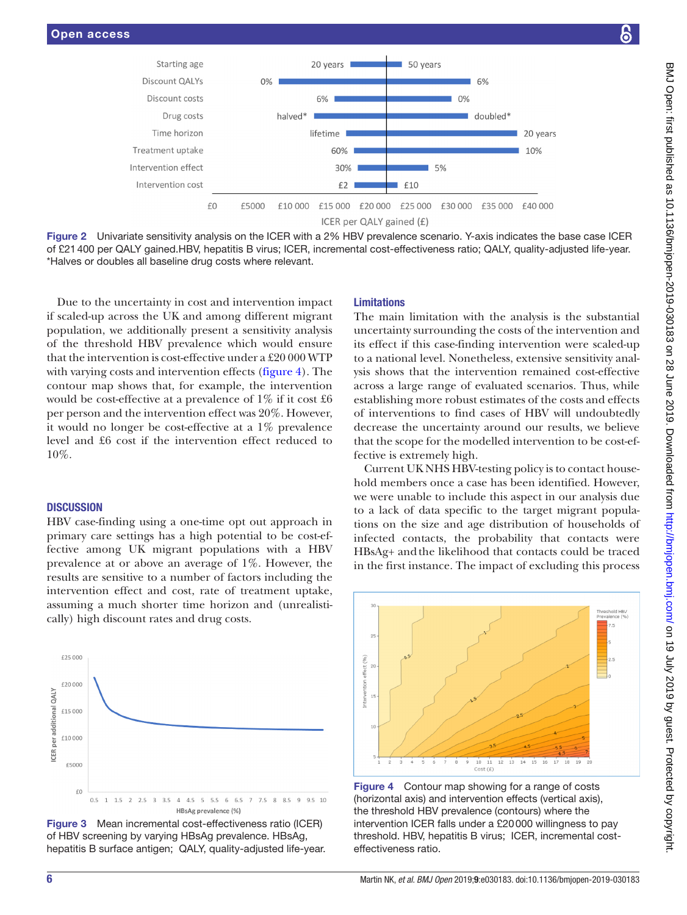Figure 2 Univariate sensitivity analysis on the ICER with a 2% HBV prevalence scenario. Y-axis indicates the base case ICER of £21 400 per QALY gained.HBV, hepatitis B virus; ICER, incremental cost-effectiveness ratio; QALY, quality-adjusted life-year. *Halves or doubles all baseline drug costs where relevant.

Due to the uncertainty in cost and intervention impact if scaled-up across the UK and among different migrant population, we additionally present a sensitivity analysis of the threshold HBV prevalence which would ensure that the intervention is cost-effective under a £20 000 WTP with varying costs and intervention effects (figure 4). The contour map shows that, for example, the intervention would be cost-effective at a prevalence of 1% if it cost £6 per person and the intervention effect was 20%. However, it would no longer be cost-effective at a 1% prevalence level and £6 cost if the intervention effect reduced to 10%.

## DISCUSSION

HBV case-finding using a one-time opt out approach in primary care settings has a high potential to be cost-effective among UK migrant populations with a HBV prevalence at or above an average of 1%. However, the results are sensitive to a number of factors including the intervention effect and cost, rate of treatment uptake, assuming a much shorter time horizon and (unrealistically) high discount rates and drug costs.

Figure 3 Mean incremental cost-effectiveness ratio (ICER) of HBV screening by varying HBsAg prevalence. HBsAg, hepatitis B surface antigen; QALY, quality-adjusted life-year.

### Limitations

The main limitation with the analysis is the substantial uncertainty surrounding the costs of the intervention and its effect if this case-finding intervention were scaled-up to a national level. Nonetheless, extensive sensitivity analysis shows that the intervention remained cost-effective across a large range of evaluated scenarios. Thus, while establishing more robust estimates of the costs and effects of interventions to find cases of HBV will undoubtedly decrease the uncertainty around our results, we believe that the scope for the modelled intervention to be cost-effective is extremely high.

Current UK NHS HBV-testing policy is to contact household members once a case has been identified. However, we were unable to include this aspect in our analysis due to a lack of data specific to the target migrant populations on the size and age distribution of households of infected contacts, the probability that contacts were HBsAg+ and the likelihood that contacts could be traced in the first instance. The impact of excluding this process

Figure 4 Contour map showing for a range of costs (horizontal axis) and intervention effects (vertical axis), the threshold HBV prevalence (contours) where the intervention ICER falls under a £20 000 willingness to pay threshold. HBV, hepatitis B virus; ICER, incremental cost-effectiveness ratio.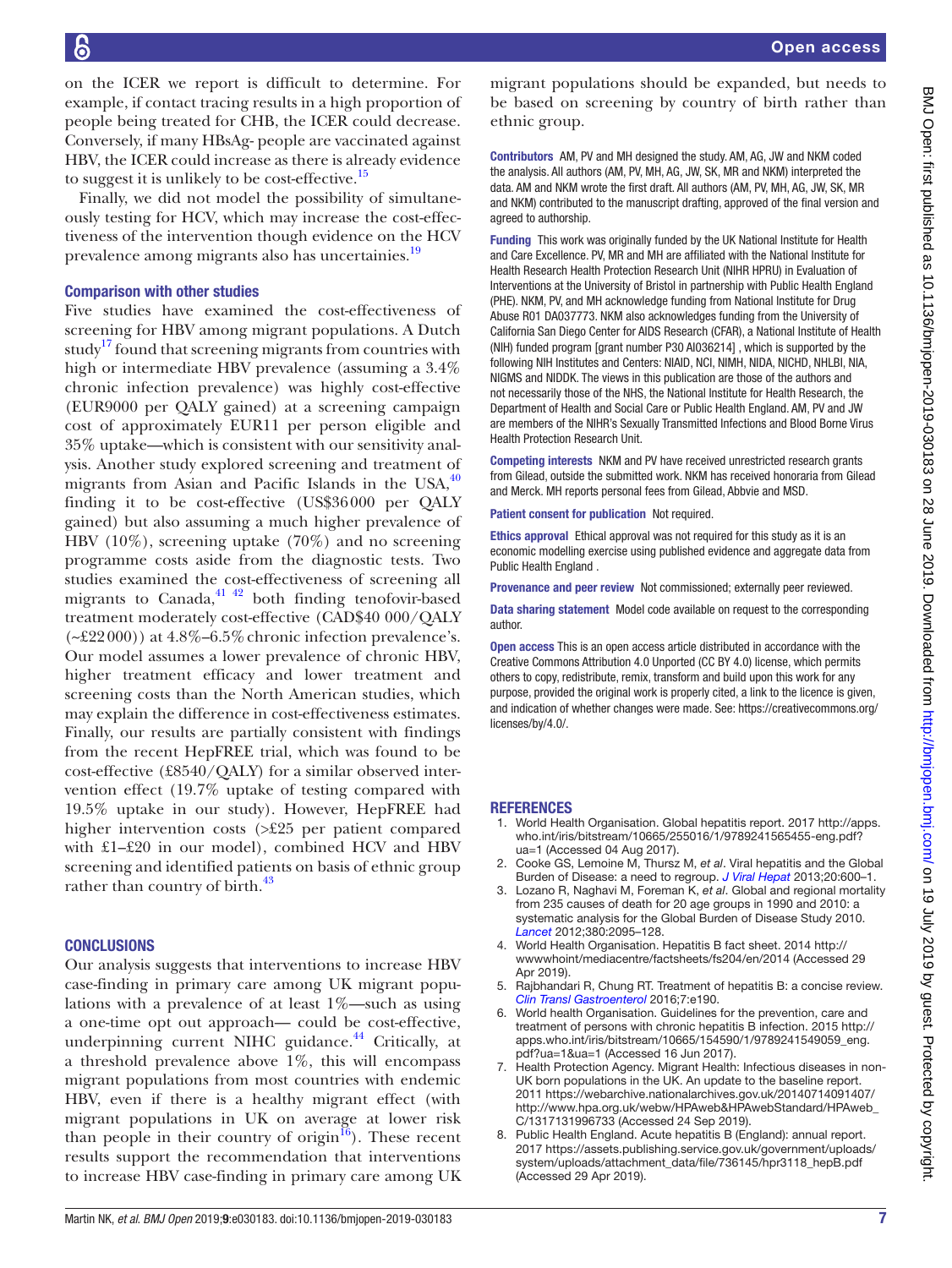on the ICER we report is difficult to determine. For example, if contact tracing results in a high proportion of people being treated for CHB, the ICER could decrease. Conversely, if many HBsAg- people are vaccinated against HBV, the ICER could increase as there is already evidence to suggest it is unlikely to be cost-effective.[15]

Finally, we did not model the possibility of simultaneously testing for HCV, which may increase the cost-effectiveness of the intervention though evidence on the HCV prevalence among migrants also has uncertainies.[19]

### Comparison with other studies

Five studies have examined the cost-effectiveness of screening for HBV among migrant populations. A Dutch study[17] found that screening migrants from countries with high or intermediate HBV prevalence (assuming a 3.4% chronic infection prevalence) was highly cost-effective (EUR9000 per QALY gained) at a screening campaign cost of approximately EUR11 per person eligible and 35% uptake—which is consistent with our sensitivity analysis. Another study explored screening and treatment of migrants from Asian and Pacific Islands in the USA,[40] finding it to be cost-effective (US$36000 per QALY gained) but also assuming a much higher prevalence of HBV (10%), screening uptake (70%) and no screening programme costs aside from the diagnostic tests. Two studies examined the cost-effectiveness of screening all migrants to Canada,[41 42] both finding tenofovir-based treatment moderately cost-effective (CAD$40 000/QALY (~£22000)) at 4.8%–6.5% chronic infection prevalence's. Our model assumes a lower prevalence of chronic HBV, higher treatment efficacy and lower treatment and screening costs than the North American studies, which may explain the difference in cost-effectiveness estimates. Finally, our results are partially consistent with findings from the recent HepFREE trial, which was found to be cost-effective (£8540/QALY) for a similar observed intervention effect (19.7% uptake of testing compared with 19.5% uptake in our study). However, HepFREE had higher intervention costs (>£25 per patient compared with £1–£20 in our model), combined HCV and HBV screening and identified patients on basis of ethnic group rather than country of birth.[43]

## CONCLUSIONS

Our analysis suggests that interventions to increase HBV case-finding in primary care among UK migrant populations with a prevalence of at least 1%—such as using a one-time opt out approach— could be cost-effective, underpinning current NIHC guidance.[44] Critically, at a threshold prevalence above 1%, this will encompass migrant populations from most countries with endemic HBV, even if there is a healthy migrant effect (with migrant populations in UK on average at lower risk than people in their country of origin[16]). These recent results support the recommendation that interventions to increase HBV case-finding in primary care among UK migrant populations should be expanded, but needs to be based on screening by country of birth rather than ethnic group.

**Contributors** AM, PV and MH designed the study. AM, AG, JW and NKM coded the analysis. All authors (AM, PV, MH, AG, JW, SK, MR and NKM) interpreted the data. AM and NKM wrote the first draft. All authors (AM, PV, MH, AG, JW, SK, MR and NKM) contributed to the manuscript drafting, approved of the final version and agreed to authorship.

**Funding** This work was originally funded by the UK National Institute for Health and Care Excellence. PV, MR and MH are affiliated with the National Institute for Health Research Health Protection Research Unit (NIHR HPRU) in Evaluation of Interventions at the University of Bristol in partnership with Public Health England (PHE). NKM, PV, and MH acknowledge funding from National Institute for Drug Abuse R01 DA037773. NKM also acknowledges funding from the University of California San Diego Center for AIDS Research (CFAR), a National Institute of Health (NIH) funded program [grant number P30 AI036214] , which is supported by the following NIH Institutes and Centers: NIAID, NCI, NIMH, NIDA, NICHD, NHLBI, NIA, NIGMS and NIDDK. The views in this publication are those of the authors and not necessarily those of the NHS, the National Institute for Health Research, the Department of Health and Social Care or Public Health England. AM, PV and JW are members of the NIHR's Sexually Transmitted Infections and Blood Borne Virus Health Protection Research Unit.

**Competing interests** NKM and PV have received unrestricted research grants from Gilead, outside the submitted work. NKM has received honoraria from Gilead and Merck. MH reports personal fees from Gilead, Abbvie and MSD.

**Patient consent for publication** Not required.

**Ethics approval** Ethical approval was not required for this study as it is an economic modelling exercise using published evidence and aggregate data from Public Health England .

**Provenance and peer review** Not commissioned; externally peer reviewed.

**Data sharing statement** Model code available on request to the corresponding author.

**Open access** This is an open access article distributed in accordance with the Creative Commons Attribution 4.0 Unported (CC BY 4.0) license, which permits others to copy, redistribute, remix, transform and build upon this work for any purpose, provided the original work is properly cited, a link to the licence is given, and indication of whether changes were made. See: https://creativecommons.org/licenses/by/4.0/.

## REFERENCES

1. World Health Organisation. Global hepatitis report. 2017 http://apps.who.int/iris/bitstream/10665/255016/1/9789241565455-eng.pdf?ua=1 (Accessed 04 Aug 2017).
2. Cooke GS, Lemoine M, Thursz M, *et al*. Viral hepatitis and the Global Burden of Disease: a need to regroup. *J Viral Hepat* 2013;20:600–1.
3. Lozano R, Naghavi M, Foreman K, *et al*. Global and regional mortality from 235 causes of death for 20 age groups in 1990 and 2010: a systematic analysis for the Global Burden of Disease Study 2010. *Lancet* 2012;380:2095–128.
4. World Health Organisation. Hepatitis B fact sheet. 2014 http://wwwwhoint/mediacentre/factsheets/fs204/en/2014 (Accessed 29 Apr 2019).
5. Rajbhandari R, Chung RT. Treatment of hepatitis B: a concise review. *Clin Transl Gastroenterol* 2016;7:e190.
6. World health Organisation. Guidelines for the prevention, care and treatment of persons with chronic hepatitis B infection. 2015 http://apps.who.int/iris/bitstream/10665/154590/1/9789241549059_eng.pdf?ua=1&ua=1 (Accessed 16 Jun 2017).
7. Health Protection Agency. Migrant Health: Infectious diseases in non-UK born populations in the UK. An update to the baseline report. 2011 https://webarchive.nationalarchives.gov.uk/20140714091407/http://www.hpa.org.uk/webw/HPAweb&HPAwebStandard/HPAweb_C/1317131996733 (Accessed 24 Sep 2019).
8. Public Health England. Acute hepatitis B (England): annual report. 2017 https://assets.publishing.service.gov.uk/government/uploads/system/uploads/attachment_data/file/736145/hpr3118_hepB.pdf (Accessed 29 Apr 2019).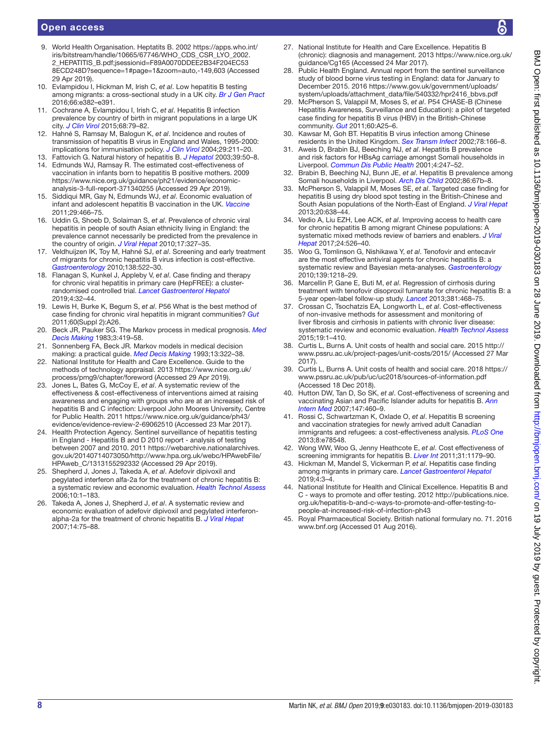9. World Health Organisation. Heptatits B. 2002 https://apps.who.int/iris/bitstream/handle/10665/67746/WHO_CDS_CSR_LYO_2002.2_HEPATITIS_B.pdf;jsessionid=F89A0070DDEE2B34F204EC538ECD248D?sequence=1#page=1&zoom=auto,-149,603 (Accessed 29 Apr 2019).
10. Evlampidou I, Hickman M, Irish C, *et al*. Low hepatitis B testing among migrants: a cross-sectional study in a UK city. *Br J Gen Pract* 2016;66:e382–e391.
11. Cochrane A, Evlampidou I, Irish C, *et al*. Hepatitis B infection prevalence by country of birth in migrant populations in a large UK city. *J Clin Virol* 2015;68:79–82.
12. Hahné S, Ramsay M, Balogun K, *et al*. Incidence and routes of transmission of hepatitis B virus in England and Wales, 1995-2000: implications for immunisation policy. *J Clin Virol* 2004;29:211–20.
13. Fattovich G. Natural history of hepatitis B. *J Hepatol* 2003;39:50–8.
14. Edmunds WJ, Ramsay R. The estimated cost-effectiveness of vaccination in infants born to hepatitis B positive mothers. 2009 https://www.nice.org.uk/guidance/ph21/evidence/economic-analysis-3-full-report-371340255 (Accessed 29 Apr 2019).
15. Siddiqui MR, Gay N, Edmunds WJ, *et al*. Economic evaluation of infant and adolescent hepatitis B vaccination in the UK. *Vaccine* 2011;29:466–75.
16. Uddin G, Shoeb D, Solaiman S, *et al*. Prevalence of chronic viral hepatitis in people of south Asian ethnicity living in England: the prevalence cannot necessarily be predicted from the prevalence in the country of origin. *J Viral Hepat* 2010;17:327–35.
17. Veldhuijzen IK, Toy M, Hahné SJ, *et al*. Screening and early treatment of migrants for chronic hepatitis B virus infection is cost-effective. *Gastroenterology* 2010;138:522–30.
18. Flanagan S, Kunkel J, Appleby V, *et al*. Case finding and therapy for chronic viral hepatitis in primary care (HepFREE): a cluster-randomised controlled trial. *Lancet Gastroenterol Hepatol* 2019;4:32–44.
19. Lewis H, Burke K, Begum S, *et al*. P56 What is the best method of case finding for chronic viral hepatitis in migrant communities? *Gut* 2011;60(Suppl 2):A26.
20. Beck JR, Pauker SG. The Markov process in medical prognosis. *Med Decis Making* 1983;3:419–58.
21. Sonnenberg FA, Beck JR. Markov models in medical decision making: a practical guide. *Med Decis Making* 1993;13:322–38.
22. National Institute for Health and Care Excellence. Guide to the methods of technology appraisal. 2013 https://www.nice.org.uk/process/pmg9/chapter/foreword (Accessed 29 Apr 2019).
23. Jones L, Bates G, McCoy E, *et al*. A systematic review of the effectiveness & cost-effectiveness of interventions aimed at raising awareness and engaging with groups who are at an increased risk of hepatitis B and C infection: Liverpool John Moores University, Centre for Public Health. 2011 https://www.nice.org.uk/guidance/ph43/evidence/evidence-review-2-69062510 (Accessed 23 Mar 2017).
24. Health Protection Agency. Sentinel surveillance of hepatitis testing in England - Hepatitis B and D 2010 report - analysis of testing between 2007 and 2010. 2011 https://webarchive.nationalarchives.gov.uk/20140714073050/http://www.hpa.org.uk/webc/HPAwebFile/HPAweb_C/1313155292332 (Accessed 29 Apr 2019).
25. Shepherd J, Jones J, Takeda A, *et al*. Adefovir dipivoxil and pegylated interferon alfa-2a for the treatment of chronic hepatitis B: a systematic review and economic evaluation. *Health Technol Assess* 2006;10:1–183.
26. Takeda A, Jones J, Shepherd J, *et al*. A systematic review and economic evaluation of adefovir dipivoxil and pegylated interferon-alpha-2a for the treatment of chronic hepatitis B. *J Viral Hepat* 2007;14:75–88.
27. National Institute for Health and Care Excellence. Hepatitis B (chronic): diagnosis and management. 2013 https://www.nice.org.uk/guidance/Cg165 (Accessed 24 Mar 2017).
28. Public Health England. Annual report from the sentinel surveillance study of blood borne virus testing in England: data for January to December 2015. 2016 https://www.gov.uk/government/uploads/system/uploads/attachment_data/file/540332/hpr2416_bbvs.pdf
29. McPherson S, Valappil M, Moses S, *et al*. P54 CHASE-B (Chinese Hepatitis Awareness, Surveillance and Education): a pilot of targeted case finding for hepatitis B virus (HBV) in the British-Chinese community. *Gut* 2011;60:A25–6.
30. Kawsar M, Goh BT. Hepatitis B virus infection among Chinese residents in the United Kingdom. *Sex Transm Infect* 2002;78:166–8.
31. Aweis D, Brabin BJ, Beeching NJ, *et al*. Hepatitis B prevalence and risk factors for HBsAg carriage amongst Somali households in Liverpool. *Commun Dis Public Health* 2001;4:247–52.
32. Brabin B, Beeching NJ, Bunn JE, *et al*. Hepatitis B prevalence among Somali households in Liverpool. *Arch Dis Child* 2002;86:67b–8.
33. McPherson S, Valappil M, Moses SE, *et al*. Targeted case finding for hepatitis B using dry blood spot testing in the British-Chinese and South Asian populations of the North-East of England. *J Viral Hepat* 2013;20:638–44.
34. Vedio A, Liu EZH, Lee ACK, *et al*. Improving access to health care for chronic hepatitis B among migrant Chinese populations: A systematic mixed methods review of barriers and enablers. *J Viral Hepat* 2017;24:526–40.
35. Woo G, Tomlinson G, Nishikawa Y, *et al*. Tenofovir and entecavir are the most effective antiviral agents for chronic hepatitis B: a systematic review and Bayesian meta-analyses. *Gastroenterology* 2010;139:1218–29.
36. Marcellin P, Gane E, Buti M, *et al*. Regression of cirrhosis during treatment with tenofovir disoproxil fumarate for chronic hepatitis B: a 5-year open-label follow-up study. *Lancet* 2013;381:468–75.
37. Crossan C, Tsochatzis EA, Longworth L, *et al*. Cost-effectiveness of non-invasive methods for assessment and monitoring of liver fibrosis and cirrhosis in patients with chronic liver disease: systematic review and economic evaluation. *Health Technol Assess* 2015;19:1–410.
38. Curtis L, Burns A. Unit costs of health and social care. 2015 http://www.pssru.ac.uk/project-pages/unit-costs/2015/ (Accessed 27 Mar 2017).
39. Curtis L, Burns A. Unit costs of health and social care. 2018 https://www.pssru.ac.uk/pub/uc/uc2018/sources-of-information.pdf (Accessed 18 Dec 2018).
40. Hutton DW, Tan D, So SK, *et al*. Cost-effectiveness of screening and vaccinating Asian and Pacific Islander adults for hepatitis B. *Ann Intern Med* 2007;147:460–9.
41. Rossi C, Schwartzman K, Oxlade O, *et al*. Hepatitis B screening and vaccination strategies for newly arrived adult Canadian immigrants and refugees: a cost-effectiveness analysis. *PLoS One* 2013;8:e78548.
42. Wong WW, Woo G, Jenny Heathcote E, *et al*. Cost effectiveness of screening immigrants for hepatitis B. *Liver Int* 2011;31:1179–90.
43. Hickman M, Mandel S, Vickerman P, *et al*. Hepatitis case finding among migrants in primary care. *Lancet Gastroenterol Hepatol* 2019;4:3–4.
44. National Institute for Health and Clinical Excellence. Hepatitis B and C - ways to promote and offer testing. 2012 http://publications.nice.org.uk/hepatitis-b-and-c-ways-to-promote-and-offer-testing-to-people-at-increased-risk-of-infection-ph43
45. Royal Pharmaceutical Society. British national formulary no. 71. 2016 www.bnf.org (Accessed 01 Aug 2016).